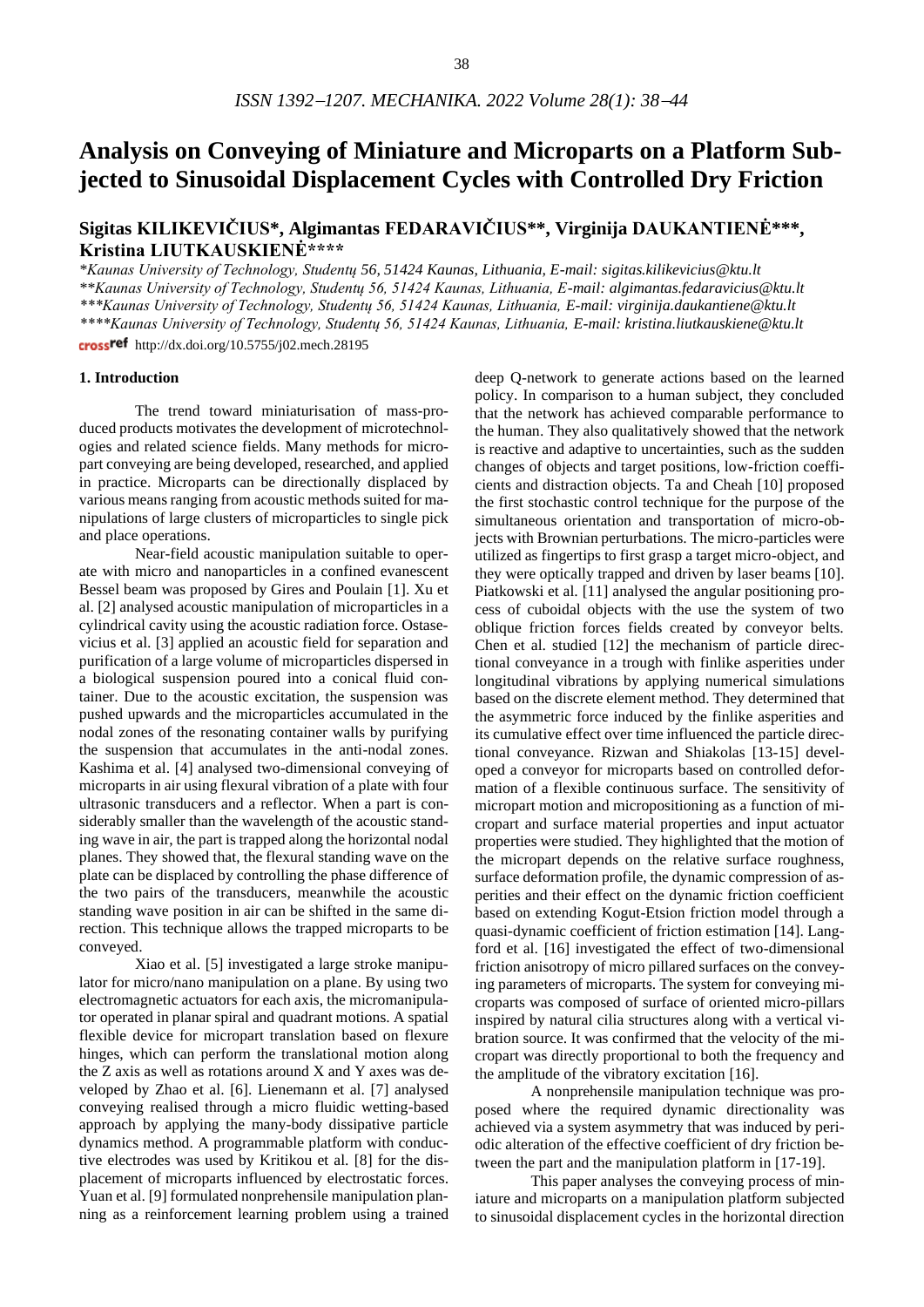# Analysis on Conveying of Miniature and Microparts on a Platform Subjected to Sinusoidal Displacement Cycles with Controlled Dry Friction

**Sigitas KILIKEVIČIUS\*, Algimantas FEDARAVIČIUS\*\*, Virginija DAUKANTIENĖ\*\*\*, Kristina LIUTKAUSKIENĖ\*\*\*\***

*\*Kaunas University of Technology, Studentų 56, 51424 Kaunas, Lithuania, E-mail: sigitas.kilikevicius@ktu.lt*
*\*\*Kaunas University of Technology, Studentų 56, 51424 Kaunas, Lithuania, E-mail: algimantas.fedaravicius@ktu.lt*
*\*\*\*Kaunas University of Technology, Studentų 56, 51424 Kaunas, Lithuania, E-mail: virginija.daukantiene@ktu.lt*
*\*\*\*\*Kaunas University of Technology, Studentų 56, 51424 Kaunas, Lithuania, E-mail: kristina.liutkauskiene@ktu.lt*

crossref http://dx.doi.org/10.5755/j02.mech.28195

## 1. Introduction

The trend toward miniaturisation of mass-produced products motivates the development of microtechnologies and related science fields. Many methods for micropart conveying are being developed, researched, and applied in practice. Microparts can be directionally displaced by various means ranging from acoustic methods suited for manipulations of large clusters of microparticles to single pick and place operations.

Near-field acoustic manipulation suitable to operate with micro and nanoparticles in a confined evanescent Bessel beam was proposed by Gires and Poulain [1]. Xu et al. [2] analysed acoustic manipulation of microparticles in a cylindrical cavity using the acoustic radiation force. Ostasevicius et al. [3] applied an acoustic field for separation and purification of a large volume of microparticles dispersed in a biological suspension poured into a conical fluid container. Due to the acoustic excitation, the suspension was pushed upwards and the microparticles accumulated in the nodal zones of the resonating container walls by purifying the suspension that accumulates in the anti-nodal zones. Kashima et al. [4] analysed two-dimensional conveying of microparts in air using flexural vibration of a plate with four ultrasonic transducers and a reflector. When a part is considerably smaller than the wavelength of the acoustic standing wave in air, the part is trapped along the horizontal nodal planes. They showed that, the flexural standing wave on the plate can be displaced by controlling the phase difference of the two pairs of the transducers, meanwhile the acoustic standing wave position in air can be shifted in the same direction. This technique allows the trapped microparts to be conveyed.

Xiao et al. [5] investigated a large stroke manipulator for micro/nano manipulation on a plane. By using two electromagnetic actuators for each axis, the micromanipulator operated in planar spiral and quadrant motions. A spatial flexible device for micropart translation based on flexure hinges, which can perform the translational motion along the Z axis as well as rotations around X and Y axes was developed by Zhao et al. [6]. Lienemann et al. [7] analysed conveying realised through a micro fluidic wetting-based approach by applying the many-body dissipative particle dynamics method. A programmable platform with conductive electrodes was used by Kritikou et al. [8] for the displacement of microparts influenced by electrostatic forces. Yuan et al. [9] formulated nonprehensile manipulation planning as a reinforcement learning problem using a trained deep Q-network to generate actions based on the learned policy. In comparison to a human subject, they concluded that the network has achieved comparable performance to the human. They also qualitatively showed that the network is reactive and adaptive to uncertainties, such as the sudden changes of objects and target positions, low-friction coefficients and distraction objects. Ta and Cheah [10] proposed the first stochastic control technique for the purpose of the simultaneous orientation and transportation of micro-objects with Brownian perturbations. The micro-particles were utilized as fingertips to first grasp a target micro-object, and they were optically trapped and driven by laser beams [10]. Piatkowski et al. [11] analysed the angular positioning process of cuboidal objects with the use the system of two oblique friction forces fields created by conveyor belts. Chen et al. studied [12] the mechanism of particle directional conveyance in a trough with finlike asperities under longitudinal vibrations by applying numerical simulations based on the discrete element method. They determined that the asymmetric force induced by the finlike asperities and its cumulative effect over time influenced the particle directional conveyance. Rizwan and Shiakolas [13-15] developed a conveyor for microparts based on controlled deformation of a flexible continuous surface. The sensitivity of micropart motion and micropositioning as a function of micropart and surface material properties and input actuator properties were studied. They highlighted that the motion of the micropart depends on the relative surface roughness, surface deformation profile, the dynamic compression of asperities and their effect on the dynamic friction coefficient based on extending Kogut-Etsion friction model through a quasi-dynamic coefficient of friction estimation [14]. Langford et al. [16] investigated the effect of two-dimensional friction anisotropy of micro pillared surfaces on the conveying parameters of microparts. The system for conveying microparts was composed of surface of oriented micro-pillars inspired by natural cilia structures along with a vertical vibration source. It was confirmed that the velocity of the micropart was directly proportional to both the frequency and the amplitude of the vibratory excitation [16].

A nonprehensile manipulation technique was proposed where the required dynamic directionality was achieved via a system asymmetry that was induced by periodic alteration of the effective coefficient of dry friction between the part and the manipulation platform in [17-19].

This paper analyses the conveying process of miniature and microparts on a manipulation platform subjected to sinusoidal displacement cycles in the horizontal direction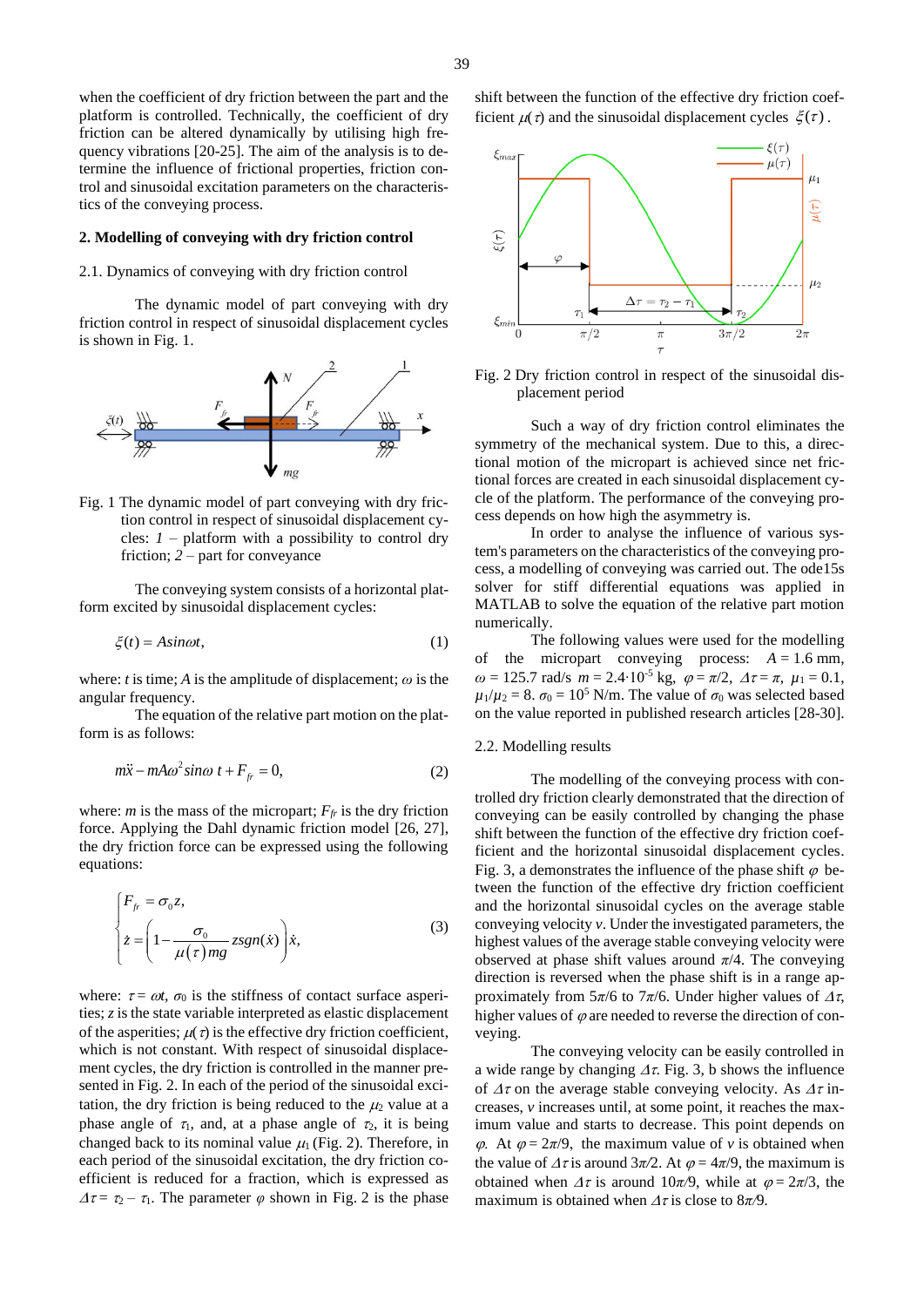when the coefficient of dry friction between the part and the platform is controlled. Technically, the coefficient of dry friction can be altered dynamically by utilising high frequency vibrations [20-25]. The aim of the analysis is to determine the influence of frictional properties, friction control and sinusoidal excitation parameters on the characteristics of the conveying process.

## 2. Modelling of conveying with dry friction control

### 2.1. Dynamics of conveying with dry friction control

The dynamic model of part conveying with dry friction control in respect of sinusoidal displacement cycles is shown in Fig. 1.

Fig. 1 The dynamic model of part conveying with dry friction control in respect of sinusoidal displacement cycles: *1* – platform with a possibility to control dry friction; *2* – part for conveyance

The conveying system consists of a horizontal platform excited by sinusoidal displacement cycles:

$$\xi(t) = A\sin\omega t, \tag{1}$$

where: $t$ is time; $A$ is the amplitude of displacement; $\omega$ is the angular frequency.

The equation of the relative part motion on the platform is as follows:

$$m\ddot{x} - mA\omega^2 \sin\omega\, t + F_{fr} = 0, \tag{2}$$

where: $m$ is the mass of the micropart; $F_{fr}$ is the dry friction force. Applying the Dahl dynamic friction model [26, 27], the dry friction force can be expressed using the following equations:

$$\begin{cases} F_{fr} = \sigma_0 z, \\ \dot{z} = \left(1 - \dfrac{\sigma_0}{\mu(\tau)\, mg} z\,\mathrm{sgn}(\dot{x})\right)\dot{x}, \end{cases} \tag{3}$$

where: $\tau = \omega t$, $\sigma_0$ is the stiffness of contact surface asperities; $z$ is the state variable interpreted as elastic displacement of the asperities; $\mu(\tau)$ is the effective dry friction coefficient, which is not constant. With respect of sinusoidal displacement cycles, the dry friction is controlled in the manner presented in Fig. 2. In each of the period of the sinusoidal excitation, the dry friction is being reduced to the $\mu_2$ value at a phase angle of $\tau_1$, and, at a phase angle of $\tau_2$, it is being changed back to its nominal value $\mu_1$ (Fig. 2). Therefore, in each period of the sinusoidal excitation, the dry friction coefficient is reduced for a fraction, which is expressed as $\Delta\tau = \tau_2 - \tau_1$. The parameter $\varphi$ shown in Fig. 2 is the phase shift between the function of the effective dry friction coefficient $\mu(\tau)$ and the sinusoidal displacement cycles $\xi(\tau)$.

Fig. 2 Dry friction control in respect of the sinusoidal displacement period

Such a way of dry friction control eliminates the symmetry of the mechanical system. Due to this, a directional motion of the micropart is achieved since net frictional forces are created in each sinusoidal displacement cycle of the platform. The performance of the conveying process depends on how high the asymmetry is.

In order to analyse the influence of various system's parameters on the characteristics of the conveying process, a modelling of conveying was carried out. The ode15s solver for stiff differential equations was applied in MATLAB to solve the equation of the relative part motion numerically.

The following values were used for the modelling of the micropart conveying process: $A = 1.6$ mm, $\omega = 125.7$ rad/s $m = 2.4 \cdot 10^{-5}$ kg, $\varphi = \pi/2$, $\Delta\tau = \pi$, $\mu_1 = 0.1$, $\mu_1/\mu_2 = 8$. $\sigma_0 = 10^5$ N/m. The value of $\sigma_0$ was selected based on the value reported in published research articles [28-30].

### 2.2. Modelling results

The modelling of the conveying process with controlled dry friction clearly demonstrated that the direction of conveying can be easily controlled by changing the phase shift between the function of the effective dry friction coefficient and the horizontal sinusoidal displacement cycles. Fig. 3, a demonstrates the influence of the phase shift $\varphi$ between the function of the effective dry friction coefficient and the horizontal sinusoidal cycles on the average stable conveying velocity $v$. Under the investigated parameters, the highest values of the average stable conveying velocity were observed at phase shift values around $\pi/4$. The conveying direction is reversed when the phase shift is in a range approximately from $5\pi/6$ to $7\pi/6$. Under higher values of $\Delta\tau$, higher values of $\varphi$ are needed to reverse the direction of conveying.

The conveying velocity can be easily controlled in a wide range by changing $\Delta\tau$. Fig. 3, b shows the influence of $\Delta\tau$ on the average stable conveying velocity. As $\Delta\tau$ increases, $v$ increases until, at some point, it reaches the maximum value and starts to decrease. This point depends on $\varphi$. At $\varphi = 2\pi/9$, the maximum value of $v$ is obtained when the value of $\Delta\tau$ is around $3\pi/2$. At $\varphi = 4\pi/9$, the maximum is obtained when $\Delta\tau$ is around $10\pi/9$, while at $\varphi = 2\pi/3$, the maximum is obtained when $\Delta\tau$ is close to $8\pi/9$.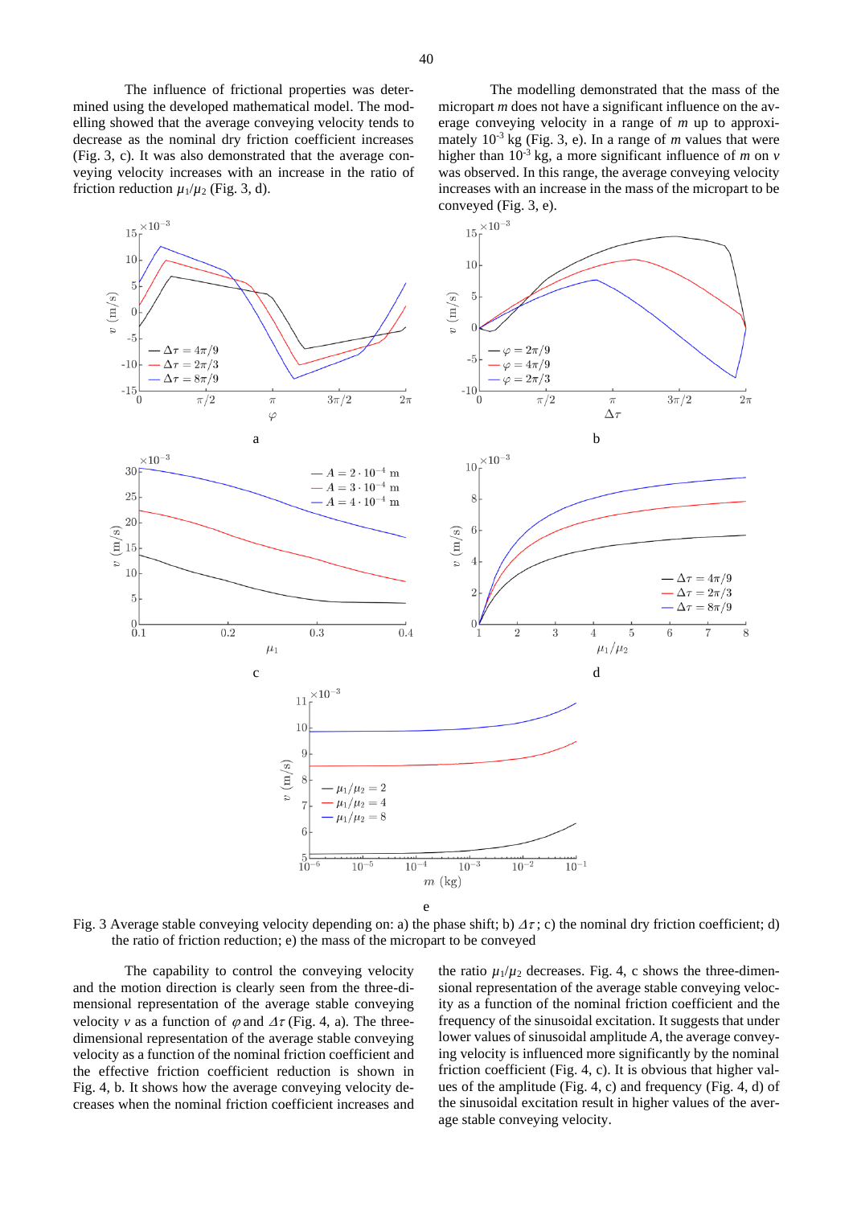The influence of frictional properties was determined using the developed mathematical model. The modelling showed that the average conveying velocity tends to decrease as the nominal dry friction coefficient increases (Fig. 3, c). It was also demonstrated that the average conveying velocity increases with an increase in the ratio of friction reduction $\mu_1/\mu_2$ (Fig. 3, d).

The modelling demonstrated that the mass of the micropart $m$ does not have a significant influence on the average conveying velocity in a range of $m$ up to approximately $10^{-3}$ kg (Fig. 3, e). In a range of $m$ values that were higher than $10^{-3}$ kg, a more significant influence of $m$ on $v$ was observed. In this range, the average conveying velocity increases with an increase in the mass of the micropart to be conveyed (Fig. 3, e).

Fig. 3 Average stable conveying velocity depending on: a) the phase shift; b) $\Delta\tau$; c) the nominal dry friction coefficient; d) the ratio of friction reduction; e) the mass of the micropart to be conveyed

The capability to control the conveying velocity and the motion direction is clearly seen from the three-dimensional representation of the average stable conveying velocity $v$ as a function of $\varphi$ and $\Delta\tau$ (Fig. 4, a). The three-dimensional representation of the average stable conveying velocity as a function of the nominal friction coefficient and the effective friction coefficient reduction is shown in Fig. 4, b. It shows how the average conveying velocity decreases when the nominal friction coefficient increases and the ratio $\mu_1/\mu_2$ decreases. Fig. 4, c shows the three-dimensional representation of the average stable conveying velocity as a function of the nominal friction coefficient and the frequency of the sinusoidal excitation. It suggests that under lower values of sinusoidal amplitude $A$, the average conveying velocity is influenced more significantly by the nominal friction coefficient (Fig. 4, c). It is obvious that higher values of the amplitude (Fig. 4, c) and frequency (Fig. 4, d) of the sinusoidal excitation result in higher values of the average stable conveying velocity.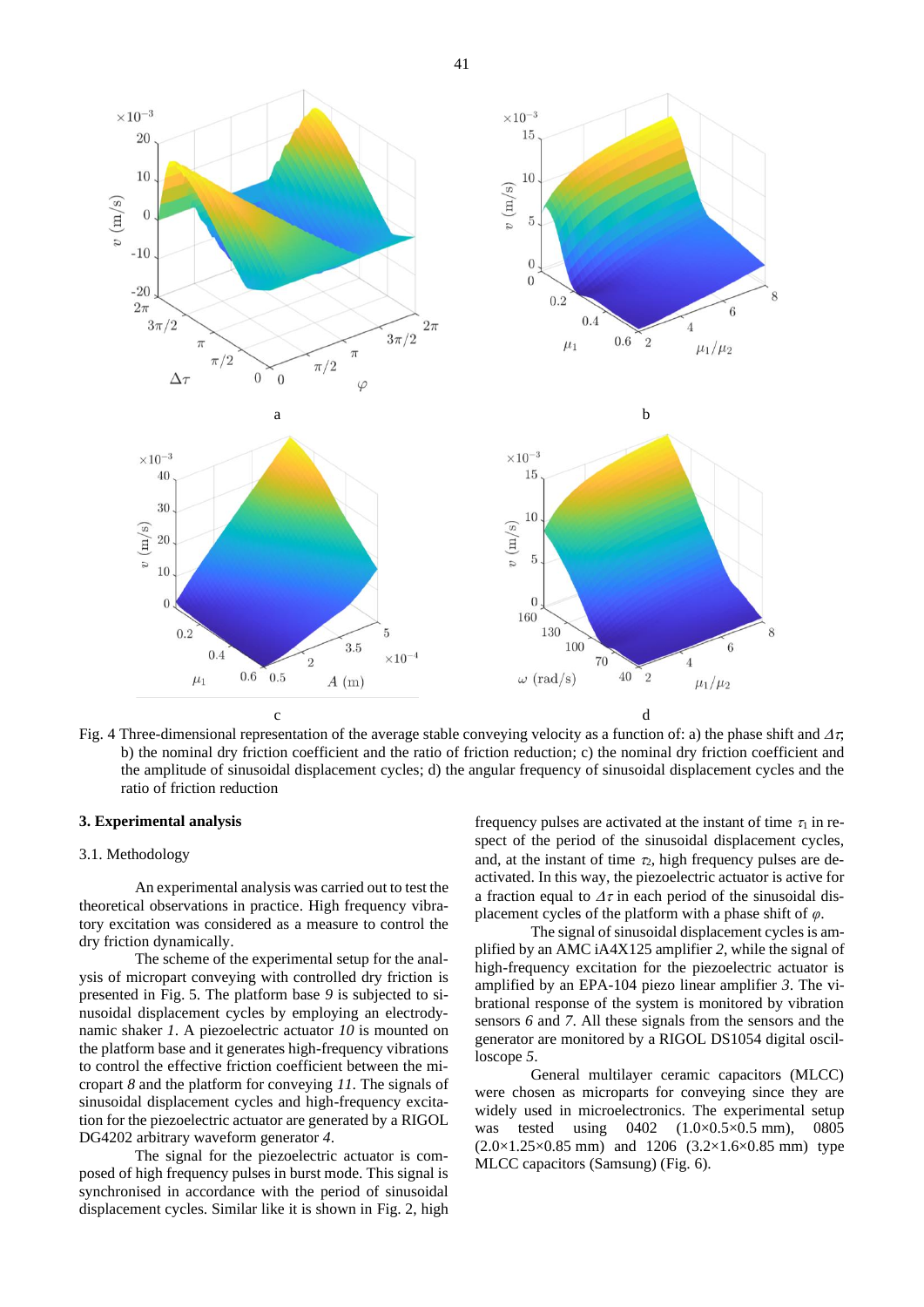Fig. 4 Three-dimensional representation of the average stable conveying velocity as a function of: a) the phase shift and $\Delta\tau$; b) the nominal dry friction coefficient and the ratio of friction reduction; c) the nominal dry friction coefficient and the amplitude of sinusoidal displacement cycles; d) the angular frequency of sinusoidal displacement cycles and the ratio of friction reduction

## 3. Experimental analysis

### 3.1. Methodology

An experimental analysis was carried out to test the theoretical observations in practice. High frequency vibratory excitation was considered as a measure to control the dry friction dynamically.

The scheme of the experimental setup for the analysis of micropart conveying with controlled dry friction is presented in Fig. 5. The platform base *9* is subjected to sinusoidal displacement cycles by employing an electrodynamic shaker *1*. A piezoelectric actuator *10* is mounted on the platform base and it generates high-frequency vibrations to control the effective friction coefficient between the micropart *8* and the platform for conveying *11*. The signals of sinusoidal displacement cycles and high-frequency excitation for the piezoelectric actuator are generated by a RIGOL DG4202 arbitrary waveform generator *4*.

The signal for the piezoelectric actuator is composed of high frequency pulses in burst mode. This signal is synchronised in accordance with the period of sinusoidal displacement cycles. Similar like it is shown in Fig. 2, high frequency pulses are activated at the instant of time $\tau_1$ in respect of the period of the sinusoidal displacement cycles, and, at the instant of time $\tau_2$, high frequency pulses are deactivated. In this way, the piezoelectric actuator is active for a fraction equal to $\Delta\tau$ in each period of the sinusoidal displacement cycles of the platform with a phase shift of $\varphi$.

The signal of sinusoidal displacement cycles is amplified by an AMC iA4X125 amplifier *2*, while the signal of high-frequency excitation for the piezoelectric actuator is amplified by an EPA-104 piezo linear amplifier *3*. The vibrational response of the system is monitored by vibration sensors *6* and *7*. All these signals from the sensors and the generator are monitored by a RIGOL DS1054 digital oscilloscope *5*.

General multilayer ceramic capacitors (MLCC) were chosen as microparts for conveying since they are widely used in microelectronics. The experimental setup was tested using 0402 (1.0×0.5×0.5 mm), 0805 (2.0×1.25×0.85 mm) and 1206 (3.2×1.6×0.85 mm) type MLCC capacitors (Samsung) (Fig. 6).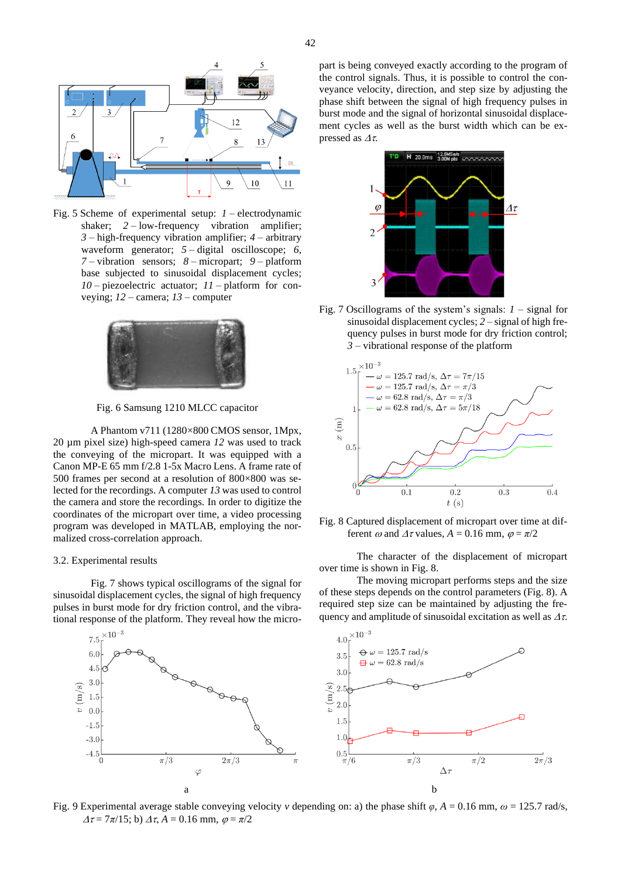Fig. 5 Scheme of experimental setup: *1* – electrodynamic shaker; *2* – low-frequency vibration amplifier; *3* – high-frequency vibration amplifier; *4* – arbitrary waveform generator; *5* – digital oscilloscope; *6*, *7* – vibration sensors; *8* – micropart; *9* – platform base subjected to sinusoidal displacement cycles; *10* – piezoelectric actuator; *11* – platform for conveying; *12* – camera; *13* – computer

Fig. 6 Samsung 1210 MLCC capacitor

A Phantom v711 (1280×800 CMOS sensor, 1Mpx, 20 µm pixel size) high-speed camera *12* was used to track the conveying of the micropart. It was equipped with a Canon MP-E 65 mm f/2.8 1-5x Macro Lens. A frame rate of 500 frames per second at a resolution of 800×800 was selected for the recordings. A computer *13* was used to control the camera and store the recordings. In order to digitize the coordinates of the micropart over time, a video processing program was developed in MATLAB, employing the normalized cross-correlation approach.

### 3.2. Experimental results

Fig. 7 shows typical oscillograms of the signal for sinusoidal displacement cycles, the signal of high frequency pulses in burst mode for dry friction control, and the vibrational response of the platform. They reveal how the micropart is being conveyed exactly according to the program of the control signals. Thus, it is possible to control the conveyance velocity, direction, and step size by adjusting the phase shift between the signal of high frequency pulses in burst mode and the signal of horizontal sinusoidal displacement cycles as well as the burst width which can be expressed as $\Delta\tau$.

Fig. 7 Oscillograms of the system's signals: *1* – signal for sinusoidal displacement cycles; *2* – signal of high frequency pulses in burst mode for dry friction control; *3* – vibrational response of the platform

Fig. 8 Captured displacement of micropart over time at different $\omega$ and $\Delta\tau$ values, $A$ = 0.16 mm, $\varphi = \pi/2$

The character of the displacement of micropart over time is shown in Fig. 8.

The moving micropart performs steps and the size of these steps depends on the control parameters (Fig. 8). A required step size can be maintained by adjusting the frequency and amplitude of sinusoidal excitation as well as $\Delta\tau$.

Fig. 9 Experimental average stable conveying velocity $v$ depending on: a) the phase shift $\varphi$, $A$ = 0.16 mm, $\omega$ = 125.7 rad/s, $\Delta\tau = 7\pi/15$; b) $\Delta\tau$, $A$ = 0.16 mm, $\varphi = \pi/2$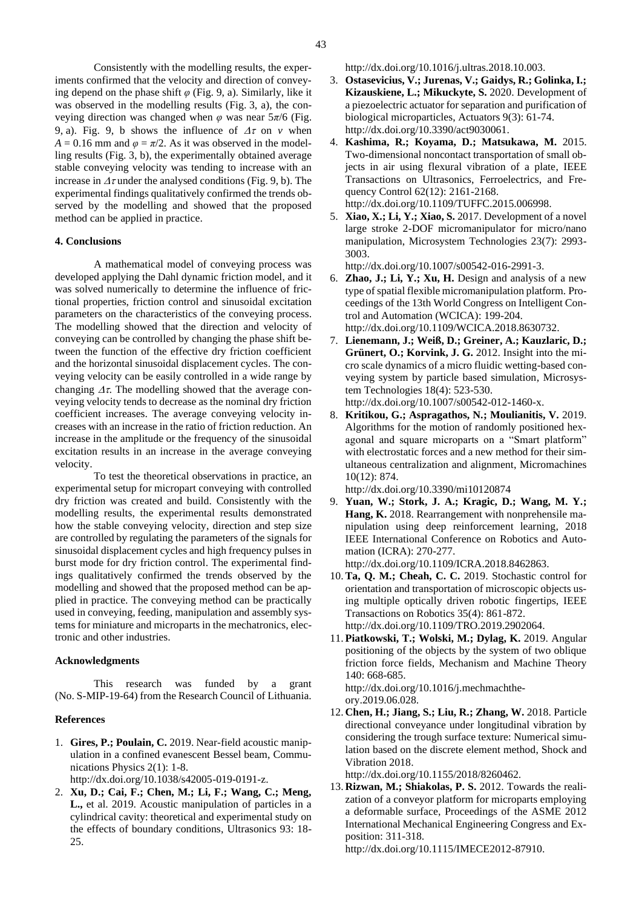Consistently with the modelling results, the experiments confirmed that the velocity and direction of conveying depend on the phase shift $\varphi$ (Fig. 9, a). Similarly, like it was observed in the modelling results (Fig. 3, a), the conveying direction was changed when $\varphi$ was near $5\pi/6$ (Fig. 9, a). Fig. 9, b shows the influence of $\Delta\tau$ on $v$ when $A = 0.16$ mm and $\varphi = \pi/2$. As it was observed in the modelling results (Fig. 3, b), the experimentally obtained average stable conveying velocity was tending to increase with an increase in $\Delta\tau$ under the analysed conditions (Fig. 9, b). The experimental findings qualitatively confirmed the trends observed by the modelling and showed that the proposed method can be applied in practice.

## 4. Conclusions

A mathematical model of conveying process was developed applying the Dahl dynamic friction model, and it was solved numerically to determine the influence of frictional properties, friction control and sinusoidal excitation parameters on the characteristics of the conveying process. The modelling showed that the direction and velocity of conveying can be controlled by changing the phase shift between the function of the effective dry friction coefficient and the horizontal sinusoidal displacement cycles. The conveying velocity can be easily controlled in a wide range by changing $\Delta\tau$. The modelling showed that the average conveying velocity tends to decrease as the nominal dry friction coefficient increases. The average conveying velocity increases with an increase in the ratio of friction reduction. An increase in the amplitude or the frequency of the sinusoidal excitation results in an increase in the average conveying velocity.

To test the theoretical observations in practice, an experimental setup for micropart conveying with controlled dry friction was created and build. Consistently with the modelling results, the experimental results demonstrated how the stable conveying velocity, direction and step size are controlled by regulating the parameters of the signals for sinusoidal displacement cycles and high frequency pulses in burst mode for dry friction control. The experimental findings qualitatively confirmed the trends observed by the modelling and showed that the proposed method can be applied in practice. The conveying method can be practically used in conveying, feeding, manipulation and assembly systems for miniature and microparts in the mechatronics, electronic and other industries.

## Acknowledgments

This research was funded by a grant (No. S-MIP-19-64) from the Research Council of Lithuania.

## References

1. **Gires, P.; Poulain, C.** 2019. Near-field acoustic manipulation in a confined evanescent Bessel beam, Communications Physics 2(1): 1-8. http://dx.doi.org/10.1038/s42005-019-0191-z.
2. **Xu, D.; Cai, F.; Chen, M.; Li, F.; Wang, C.; Meng, L.,** et al. 2019. Acoustic manipulation of particles in a cylindrical cavity: theoretical and experimental study on the effects of boundary conditions, Ultrasonics 93: 18-25. http://dx.doi.org/10.1016/j.ultras.2018.10.003.
3. **Ostasevicius, V.; Jurenas, V.; Gaidys, R.; Golinka, I.; Kizauskiene, L.; Mikuckyte, S.** 2020. Development of a piezoelectric actuator for separation and purification of biological microparticles, Actuators 9(3): 61-74. http://dx.doi.org/10.3390/act9030061.
4. **Kashima, R.; Koyama, D.; Matsukawa, M.** 2015. Two-dimensional noncontact transportation of small objects in air using flexural vibration of a plate, IEEE Transactions on Ultrasonics, Ferroelectrics, and Frequency Control 62(12): 2161-2168. http://dx.doi.org/10.1109/TUFFC.2015.006998.
5. **Xiao, X.; Li, Y.; Xiao, S.** 2017. Development of a novel large stroke 2-DOF micromanipulator for micro/nano manipulation, Microsystem Technologies 23(7): 2993-3003. http://dx.doi.org/10.1007/s00542-016-2991-3.
6. **Zhao, J.; Li, Y.; Xu, H.** Design and analysis of a new type of spatial flexible micromanipulation platform. Proceedings of the 13th World Congress on Intelligent Control and Automation (WCICA): 199-204. http://dx.doi.org/10.1109/WCICA.2018.8630732.
7. **Lienemann, J.; Weiß, D.; Greiner, A.; Kauzlaric, D.; Grünert, O.; Korvink, J. G.** 2012. Insight into the micro scale dynamics of a micro fluidic wetting-based conveying system by particle based simulation, Microsystem Technologies 18(4): 523-530. http://dx.doi.org/10.1007/s00542-012-1460-x.
8. **Kritikou, G.; Aspragathos, N.; Moulianitis, V.** 2019. Algorithms for the motion of randomly positioned hexagonal and square microparts on a "Smart platform" with electrostatic forces and a new method for their simultaneous centralization and alignment, Micromachines 10(12): 874. http://dx.doi.org/10.3390/mi10120874
9. **Yuan, W.; Stork, J. A.; Kragic, D.; Wang, M. Y.; Hang, K.** 2018. Rearrangement with nonprehensile manipulation using deep reinforcement learning, 2018 IEEE International Conference on Robotics and Automation (ICRA): 270-277. http://dx.doi.org/10.1109/ICRA.2018.8462863.
10. **Ta, Q. M.; Cheah, C. C.** 2019. Stochastic control for orientation and transportation of microscopic objects using multiple optically driven robotic fingertips, IEEE Transactions on Robotics 35(4): 861-872. http://dx.doi.org/10.1109/TRO.2019.2902064.
11. **Piatkowski, T.; Wolski, M.; Dylag, K.** 2019. Angular positioning of the objects by the system of two oblique friction force fields, Mechanism and Machine Theory 140: 668-685. http://dx.doi.org/10.1016/j.mechmachtheory.2019.06.028.
12. **Chen, H.; Jiang, S.; Liu, R.; Zhang, W.** 2018. Particle directional conveyance under longitudinal vibration by considering the trough surface texture: Numerical simulation based on the discrete element method, Shock and Vibration 2018. http://dx.doi.org/10.1155/2018/8260462.
13. **Rizwan, M.; Shiakolas, P. S.** 2012. Towards the realization of a conveyor platform for microparts employing a deformable surface, Proceedings of the ASME 2012 International Mechanical Engineering Congress and Exposition: 311-318. http://dx.doi.org/10.1115/IMECE2012-87910.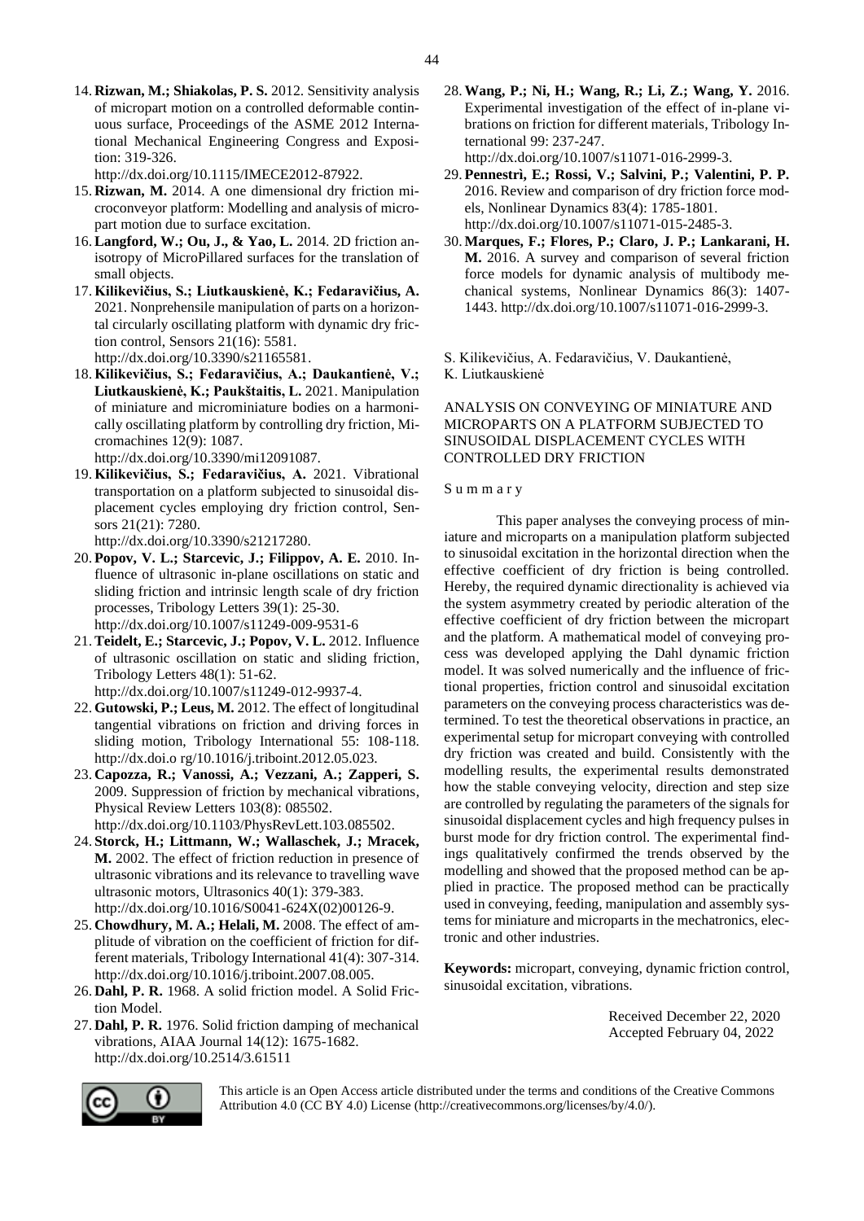14. **Rizwan, M.; Shiakolas, P. S.** 2012. Sensitivity analysis of micropart motion on a controlled deformable continuous surface, Proceedings of the ASME 2012 International Mechanical Engineering Congress and Exposition: 319-326. http://dx.doi.org/10.1115/IMECE2012-87922.
15. **Rizwan, M.** 2014. A one dimensional dry friction microconveyor platform: Modelling and analysis of micropart motion due to surface excitation.
16. **Langford, W.; Ou, J., & Yao, L.** 2014. 2D friction anisotropy of MicroPillared surfaces for the translation of small objects.
17. **Kilikevičius, S.; Liutkauskienė, K.; Fedaravičius, A.** 2021. Nonprehensile manipulation of parts on a horizontal circularly oscillating platform with dynamic dry friction control, Sensors 21(16): 5581. http://dx.doi.org/10.3390/s21165581.
18. **Kilikevičius, S.; Fedaravičius, A.; Daukantienė, V.; Liutkauskienė, K.; Paukštaitis, L.** 2021. Manipulation of miniature and microminiature bodies on a harmonically oscillating platform by controlling dry friction, Micromachines 12(9): 1087. http://dx.doi.org/10.3390/mi12091087.
19. **Kilikevičius, S.; Fedaravičius, A.** 2021. Vibrational transportation on a platform subjected to sinusoidal displacement cycles employing dry friction control, Sensors 21(21): 7280. http://dx.doi.org/10.3390/s21217280.
20. **Popov, V. L.; Starcevic, J.; Filippov, A. E.** 2010. Influence of ultrasonic in-plane oscillations on static and sliding friction and intrinsic length scale of dry friction processes, Tribology Letters 39(1): 25-30. http://dx.doi.org/10.1007/s11249-009-9531-6
21. **Teidelt, E.; Starcevic, J.; Popov, V. L.** 2012. Influence of ultrasonic oscillation on static and sliding friction, Tribology Letters 48(1): 51-62. http://dx.doi.org/10.1007/s11249-012-9937-4.
22. **Gutowski, P.; Leus, M.** 2012. The effect of longitudinal tangential vibrations on friction and driving forces in sliding motion, Tribology International 55: 108-118. http://dx.doi.o rg/10.1016/j.triboint.2012.05.023.
23. **Capozza, R.; Vanossi, A.; Vezzani, A.; Zapperi, S.** 2009. Suppression of friction by mechanical vibrations, Physical Review Letters 103(8): 085502. http://dx.doi.org/10.1103/PhysRevLett.103.085502.
24. **Storck, H.; Littmann, W.; Wallaschek, J.; Mracek, M.** 2002. The effect of friction reduction in presence of ultrasonic vibrations and its relevance to travelling wave ultrasonic motors, Ultrasonics 40(1): 379-383. http://dx.doi.org/10.1016/S0041-624X(02)00126-9.
25. **Chowdhury, M. A.; Helali, M.** 2008. The effect of amplitude of vibration on the coefficient of friction for different materials, Tribology International 41(4): 307-314. http://dx.doi.org/10.1016/j.triboint.2007.08.005.
26. **Dahl, P. R.** 1968. A solid friction model. A Solid Friction Model.
27. **Dahl, P. R.** 1976. Solid friction damping of mechanical vibrations, AIAA Journal 14(12): 1675-1682. http://dx.doi.org/10.2514/3.61511
28. **Wang, P.; Ni, H.; Wang, R.; Li, Z.; Wang, Y.** 2016. Experimental investigation of the effect of in-plane vibrations on friction for different materials, Tribology International 99: 237-247. http://dx.doi.org/10.1007/s11071-016-2999-3.
29. **Pennestrì, E.; Rossi, V.; Salvini, P.; Valentini, P. P.** 2016. Review and comparison of dry friction force models, Nonlinear Dynamics 83(4): 1785-1801. http://dx.doi.org/10.1007/s11071-015-2485-3.
30. **Marques, F.; Flores, P.; Claro, J. P.; Lankarani, H. M.** 2016. A survey and comparison of several friction force models for dynamic analysis of multibody mechanical systems, Nonlinear Dynamics 86(3): 1407-1443. http://dx.doi.org/10.1007/s11071-016-2999-3.

S. Kilikevičius, A. Fedaravičius, V. Daukantienė, K. Liutkauskienė

ANALYSIS ON CONVEYING OF MINIATURE AND MICROPARTS ON A PLATFORM SUBJECTED TO SINUSOIDAL DISPLACEMENT CYCLES WITH CONTROLLED DRY FRICTION

S u m m a r y

This paper analyses the conveying process of miniature and microparts on a manipulation platform subjected to sinusoidal excitation in the horizontal direction when the effective coefficient of dry friction is being controlled. Hereby, the required dynamic directionality is achieved via the system asymmetry created by periodic alteration of the effective coefficient of dry friction between the micropart and the platform. A mathematical model of conveying process was developed applying the Dahl dynamic friction model. It was solved numerically and the influence of frictional properties, friction control and sinusoidal excitation parameters on the conveying process characteristics was determined. To test the theoretical observations in practice, an experimental setup for micropart conveying with controlled dry friction was created and build. Consistently with the modelling results, the experimental results demonstrated how the stable conveying velocity, direction and step size are controlled by regulating the parameters of the signals for sinusoidal displacement cycles and high frequency pulses in burst mode for dry friction control. The experimental findings qualitatively confirmed the trends observed by the modelling and showed that the proposed method can be applied in practice. The proposed method can be practically used in conveying, feeding, manipulation and assembly systems for miniature and microparts in the mechatronics, electronic and other industries.

**Keywords:** micropart, conveying, dynamic friction control, sinusoidal excitation, vibrations.

Received December 22, 2020
Accepted February 04, 2022

This article is an Open Access article distributed under the terms and conditions of the Creative Commons Attribution 4.0 (CC BY 4.0) License (http://creativecommons.org/licenses/by/4.0/).